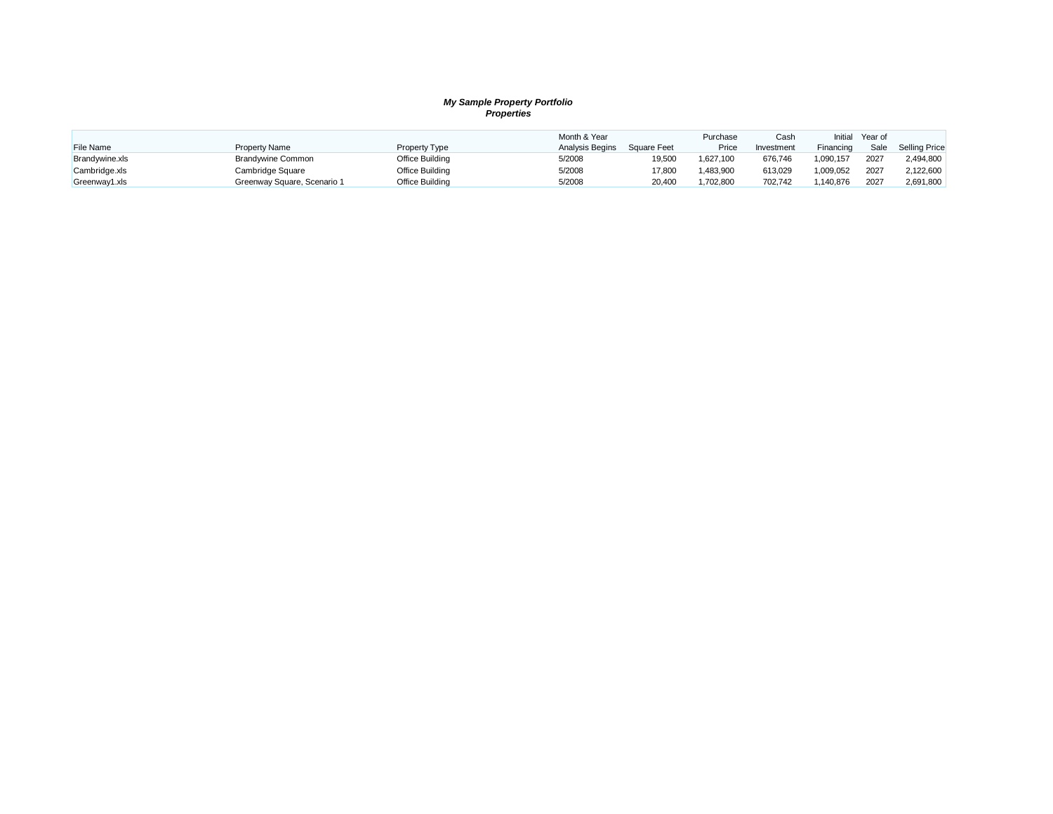***My Sample Property Portfolio***
***Properties***

| File Name | Property Name | Property Type | Month & Year Analysis Begins | Square Feet | Purchase Price | Cash Investment | Initial Financing | Year of Sale | Selling Price |
|---|---|---|---|---|---|---|---|---|---|
| Brandywine.xls | Brandywine Common | Office Building | 5/2008 | 19,500 | 1,627,100 | 676,746 | 1,090,157 | 2027 | 2,494,800 |
| Cambridge.xls | Cambridge Square | Office Building | 5/2008 | 17,800 | 1,483,900 | 613,029 | 1,009,052 | 2027 | 2,122,600 |
| Greenway1.xls | Greenway Square, Scenario 1 | Office Building | 5/2008 | 20,400 | 1,702,800 | 702,742 | 1,140,876 | 2027 | 2,691,800 |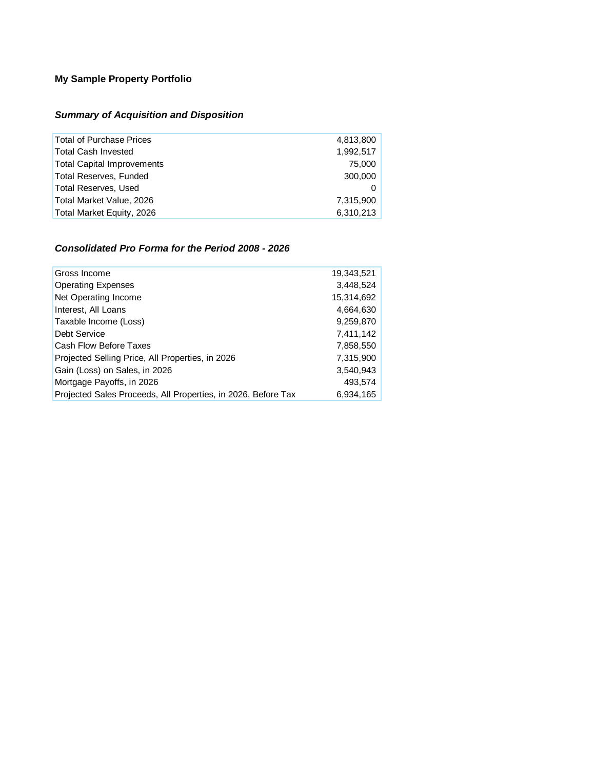**My Sample Property Portfolio**

## *Summary of Acquisition and Disposition*

| | |
|---|---:|
| Total of Purchase Prices | 4,813,800 |
| Total Cash Invested | 1,992,517 |
| Total Capital Improvements | 75,000 |
| Total Reserves, Funded | 300,000 |
| Total Reserves, Used | 0 |
| Total Market Value, 2026 | 7,315,900 |
| Total Market Equity, 2026 | 6,310,213 |

## *Consolidated Pro Forma for the Period 2008 - 2026*

| | |
|---|---:|
| Gross Income | 19,343,521 |
| Operating Expenses | 3,448,524 |
| Net Operating Income | 15,314,692 |
| Interest, All Loans | 4,664,630 |
| Taxable Income (Loss) | 9,259,870 |
| Debt Service | 7,411,142 |
| Cash Flow Before Taxes | 7,858,550 |
| Projected Selling Price, All Properties, in 2026 | 7,315,900 |
| Gain (Loss) on Sales, in 2026 | 3,540,943 |
| Mortgage Payoffs, in 2026 | 493,574 |
| Projected Sales Proceeds, All Properties, in 2026, Before Tax | 6,934,165 |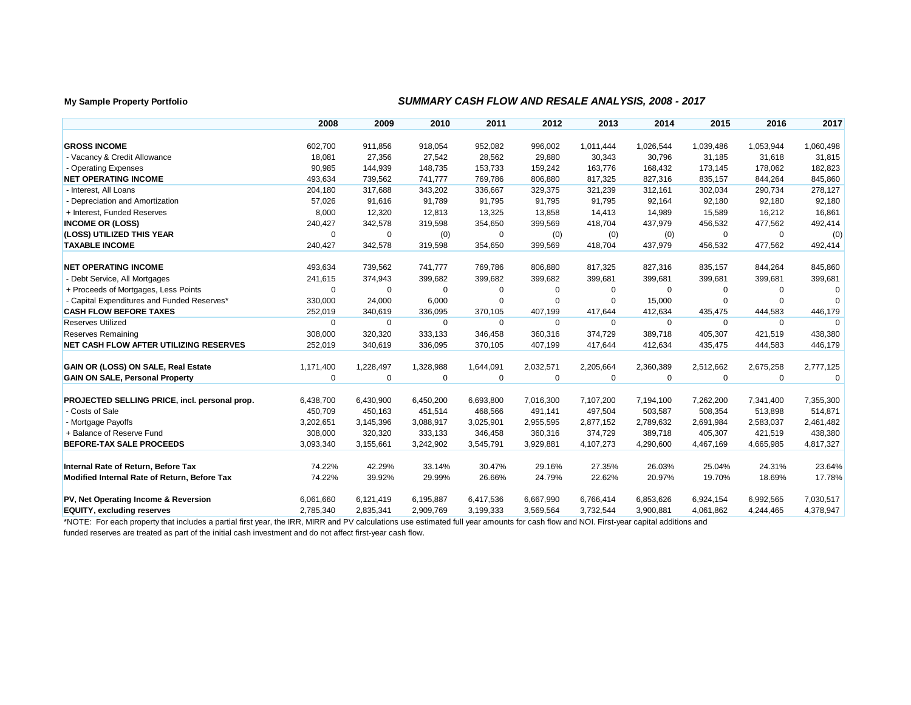**My Sample Property Portfolio**

## *SUMMARY CASH FLOW AND RESALE ANALYSIS, 2008 - 2017*

| | 2008 | 2009 | 2010 | 2011 | 2012 | 2013 | 2014 | 2015 | 2016 | 2017 |
|---|---|---|---|---|---|---|---|---|---|---|
| **GROSS INCOME** | 602,700 | 911,856 | 918,054 | 952,082 | 996,002 | 1,011,444 | 1,026,544 | 1,039,486 | 1,053,944 | 1,060,498 |
| - Vacancy & Credit Allowance | 18,081 | 27,356 | 27,542 | 28,562 | 29,880 | 30,343 | 30,796 | 31,185 | 31,618 | 31,815 |
| - Operating Expenses | 90,985 | 144,939 | 148,735 | 153,733 | 159,242 | 163,776 | 168,432 | 173,145 | 178,062 | 182,823 |
| **NET OPERATING INCOME** | 493,634 | 739,562 | 741,777 | 769,786 | 806,880 | 817,325 | 827,316 | 835,157 | 844,264 | 845,860 |
| - Interest, All Loans | 204,180 | 317,688 | 343,202 | 336,667 | 329,375 | 321,239 | 312,161 | 302,034 | 290,734 | 278,127 |
| - Depreciation and Amortization | 57,026 | 91,616 | 91,789 | 91,795 | 91,795 | 91,795 | 92,164 | 92,180 | 92,180 | 92,180 |
| + Interest, Funded Reserves | 8,000 | 12,320 | 12,813 | 13,325 | 13,858 | 14,413 | 14,989 | 15,589 | 16,212 | 16,861 |
| **INCOME OR (LOSS)** | 240,427 | 342,578 | 319,598 | 354,650 | 399,569 | 418,704 | 437,979 | 456,532 | 477,562 | 492,414 |
| **(LOSS) UTILIZED THIS YEAR** | 0 | 0 | (0) | 0 | (0) | (0) | (0) | 0 | 0 | (0) |
| **TAXABLE INCOME** | 240,427 | 342,578 | 319,598 | 354,650 | 399,569 | 418,704 | 437,979 | 456,532 | 477,562 | 492,414 |
| | | | | | | | | | | |
| **NET OPERATING INCOME** | 493,634 | 739,562 | 741,777 | 769,786 | 806,880 | 817,325 | 827,316 | 835,157 | 844,264 | 845,860 |
| - Debt Service, All Mortgages | 241,615 | 374,943 | 399,682 | 399,682 | 399,682 | 399,681 | 399,681 | 399,681 | 399,681 | 399,681 |
| + Proceeds of Mortgages, Less Points | 0 | 0 | 0 | 0 | 0 | 0 | 0 | 0 | 0 | 0 |
| - Capital Expenditures and Funded Reserves* | 330,000 | 24,000 | 6,000 | 0 | 0 | 0 | 15,000 | 0 | 0 | 0 |
| **CASH FLOW BEFORE TAXES** | 252,019 | 340,619 | 336,095 | 370,105 | 407,199 | 417,644 | 412,634 | 435,475 | 444,583 | 446,179 |
| Reserves Utilized | 0 | 0 | 0 | 0 | 0 | 0 | 0 | 0 | 0 | 0 |
| Reserves Remaining | 308,000 | 320,320 | 333,133 | 346,458 | 360,316 | 374,729 | 389,718 | 405,307 | 421,519 | 438,380 |
| **NET CASH FLOW AFTER UTILIZING RESERVES** | 252,019 | 340,619 | 336,095 | 370,105 | 407,199 | 417,644 | 412,634 | 435,475 | 444,583 | 446,179 |
| | | | | | | | | | | |
| **GAIN OR (LOSS) ON SALE, Real Estate** | 1,171,400 | 1,228,497 | 1,328,988 | 1,644,091 | 2,032,571 | 2,205,664 | 2,360,389 | 2,512,662 | 2,675,258 | 2,777,125 |
| **GAIN ON SALE, Personal Property** | 0 | 0 | 0 | 0 | 0 | 0 | 0 | 0 | 0 | 0 |
| | | | | | | | | | | |
| **PROJECTED SELLING PRICE, incl. personal prop.** | 6,438,700 | 6,430,900 | 6,450,200 | 6,693,800 | 7,016,300 | 7,107,200 | 7,194,100 | 7,262,200 | 7,341,400 | 7,355,300 |
| - Costs of Sale | 450,709 | 450,163 | 451,514 | 468,566 | 491,141 | 497,504 | 503,587 | 508,354 | 513,898 | 514,871 |
| - Mortgage Payoffs | 3,202,651 | 3,145,396 | 3,088,917 | 3,025,901 | 2,955,595 | 2,877,152 | 2,789,632 | 2,691,984 | 2,583,037 | 2,461,482 |
| + Balance of Reserve Fund | 308,000 | 320,320 | 333,133 | 346,458 | 360,316 | 374,729 | 389,718 | 405,307 | 421,519 | 438,380 |
| **BEFORE-TAX SALE PROCEEDS** | 3,093,340 | 3,155,661 | 3,242,902 | 3,545,791 | 3,929,881 | 4,107,273 | 4,290,600 | 4,467,169 | 4,665,985 | 4,817,327 |
| | | | | | | | | | | |
| **Internal Rate of Return, Before Tax** | 74.22% | 42.29% | 33.14% | 30.47% | 29.16% | 27.35% | 26.03% | 25.04% | 24.31% | 23.64% |
| **Modified Internal Rate of Return, Before Tax** | 74.22% | 39.92% | 29.99% | 26.66% | 24.79% | 22.62% | 20.97% | 19.70% | 18.69% | 17.78% |
| | | | | | | | | | | |
| **PV, Net Operating Income & Reversion** | 6,061,660 | 6,121,419 | 6,195,887 | 6,417,536 | 6,667,990 | 6,766,414 | 6,853,626 | 6,924,154 | 6,992,565 | 7,030,517 |
| **EQUITY, excluding reserves** | 2,785,340 | 2,835,341 | 2,909,769 | 3,199,333 | 3,569,564 | 3,732,544 | 3,900,881 | 4,061,862 | 4,244,465 | 4,378,947 |

*NOTE: For each property that includes a partial first year, the IRR, MIRR and PV calculations use estimated full year amounts for cash flow and NOI. First-year capital additions and funded reserves are treated as part of the initial cash investment and do not affect first-year cash flow.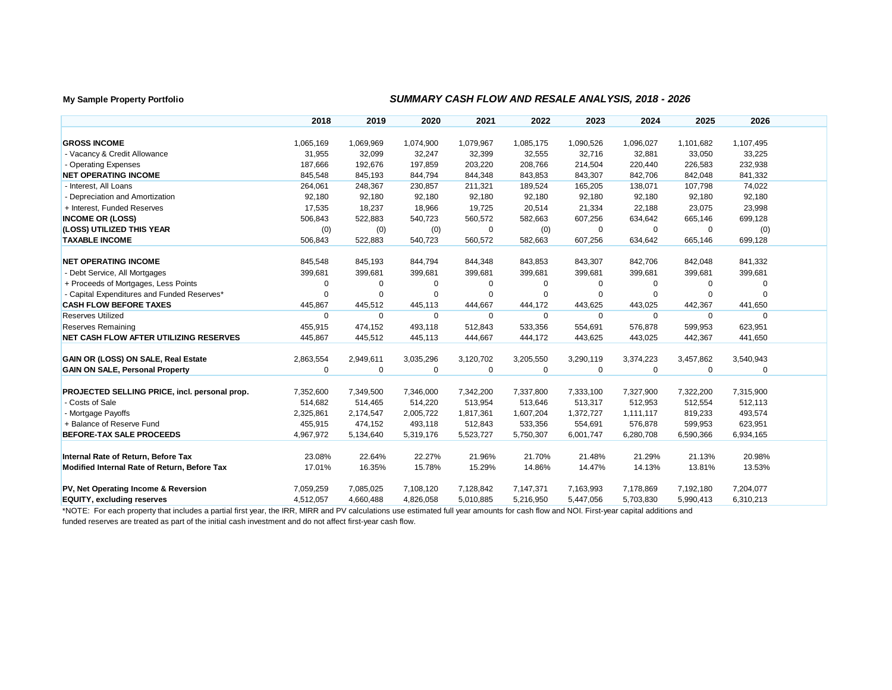**My Sample Property Portfolio**

***SUMMARY CASH FLOW AND RESALE ANALYSIS, 2018 - 2026***

| | 2018 | 2019 | 2020 | 2021 | 2022 | 2023 | 2024 | 2025 | 2026 |
|---|---|---|---|---|---|---|---|---|---|
| **GROSS INCOME** | 1,065,169 | 1,069,969 | 1,074,900 | 1,079,967 | 1,085,175 | 1,090,526 | 1,096,027 | 1,101,682 | 1,107,495 |
| - Vacancy & Credit Allowance | 31,955 | 32,099 | 32,247 | 32,399 | 32,555 | 32,716 | 32,881 | 33,050 | 33,225 |
| - Operating Expenses | 187,666 | 192,676 | 197,859 | 203,220 | 208,766 | 214,504 | 220,440 | 226,583 | 232,938 |
| **NET OPERATING INCOME** | 845,548 | 845,193 | 844,794 | 844,348 | 843,853 | 843,307 | 842,706 | 842,048 | 841,332 |
| - Interest, All Loans | 264,061 | 248,367 | 230,857 | 211,321 | 189,524 | 165,205 | 138,071 | 107,798 | 74,022 |
| - Depreciation and Amortization | 92,180 | 92,180 | 92,180 | 92,180 | 92,180 | 92,180 | 92,180 | 92,180 | 92,180 |
| + Interest, Funded Reserves | 17,535 | 18,237 | 18,966 | 19,725 | 20,514 | 21,334 | 22,188 | 23,075 | 23,998 |
| **INCOME OR (LOSS)** | 506,843 | 522,883 | 540,723 | 560,572 | 582,663 | 607,256 | 634,642 | 665,146 | 699,128 |
| **(LOSS) UTILIZED THIS YEAR** | (0) | (0) | (0) | 0 | (0) | 0 | 0 | 0 | (0) |
| **TAXABLE INCOME** | 506,843 | 522,883 | 540,723 | 560,572 | 582,663 | 607,256 | 634,642 | 665,146 | 699,128 |
| | | | | | | | | | |
| **NET OPERATING INCOME** | 845,548 | 845,193 | 844,794 | 844,348 | 843,853 | 843,307 | 842,706 | 842,048 | 841,332 |
| - Debt Service, All Mortgages | 399,681 | 399,681 | 399,681 | 399,681 | 399,681 | 399,681 | 399,681 | 399,681 | 399,681 |
| + Proceeds of Mortgages, Less Points | 0 | 0 | 0 | 0 | 0 | 0 | 0 | 0 | 0 |
| - Capital Expenditures and Funded Reserves* | 0 | 0 | 0 | 0 | 0 | 0 | 0 | 0 | 0 |
| **CASH FLOW BEFORE TAXES** | 445,867 | 445,512 | 445,113 | 444,667 | 444,172 | 443,625 | 443,025 | 442,367 | 441,650 |
| Reserves Utilized | 0 | 0 | 0 | 0 | 0 | 0 | 0 | 0 | 0 |
| Reserves Remaining | 455,915 | 474,152 | 493,118 | 512,843 | 533,356 | 554,691 | 576,878 | 599,953 | 623,951 |
| **NET CASH FLOW AFTER UTILIZING RESERVES** | 445,867 | 445,512 | 445,113 | 444,667 | 444,172 | 443,625 | 443,025 | 442,367 | 441,650 |
| | | | | | | | | | |
| **GAIN OR (LOSS) ON SALE, Real Estate** | 2,863,554 | 2,949,611 | 3,035,296 | 3,120,702 | 3,205,550 | 3,290,119 | 3,374,223 | 3,457,862 | 3,540,943 |
| **GAIN ON SALE, Personal Property** | 0 | 0 | 0 | 0 | 0 | 0 | 0 | 0 | 0 |
| | | | | | | | | | |
| **PROJECTED SELLING PRICE, incl. personal prop.** | 7,352,600 | 7,349,500 | 7,346,000 | 7,342,200 | 7,337,800 | 7,333,100 | 7,327,900 | 7,322,200 | 7,315,900 |
| - Costs of Sale | 514,682 | 514,465 | 514,220 | 513,954 | 513,646 | 513,317 | 512,953 | 512,554 | 512,113 |
| - Mortgage Payoffs | 2,325,861 | 2,174,547 | 2,005,722 | 1,817,361 | 1,607,204 | 1,372,727 | 1,111,117 | 819,233 | 493,574 |
| + Balance of Reserve Fund | 455,915 | 474,152 | 493,118 | 512,843 | 533,356 | 554,691 | 576,878 | 599,953 | 623,951 |
| **BEFORE-TAX SALE PROCEEDS** | 4,967,972 | 5,134,640 | 5,319,176 | 5,523,727 | 5,750,307 | 6,001,747 | 6,280,708 | 6,590,366 | 6,934,165 |
| | | | | | | | | | |
| **Internal Rate of Return, Before Tax** | 23.08% | 22.64% | 22.27% | 21.96% | 21.70% | 21.48% | 21.29% | 21.13% | 20.98% |
| **Modified Internal Rate of Return, Before Tax** | 17.01% | 16.35% | 15.78% | 15.29% | 14.86% | 14.47% | 14.13% | 13.81% | 13.53% |
| | | | | | | | | | |
| **PV, Net Operating Income & Reversion** | 7,059,259 | 7,085,025 | 7,108,120 | 7,128,842 | 7,147,371 | 7,163,993 | 7,178,869 | 7,192,180 | 7,204,077 |
| **EQUITY, excluding reserves** | 4,512,057 | 4,660,488 | 4,826,058 | 5,010,885 | 5,216,950 | 5,447,056 | 5,703,830 | 5,990,413 | 6,310,213 |

*NOTE: For each property that includes a partial first year, the IRR, MIRR and PV calculations use estimated full year amounts for cash flow and NOI. First-year capital additions and funded reserves are treated as part of the initial cash investment and do not affect first-year cash flow.